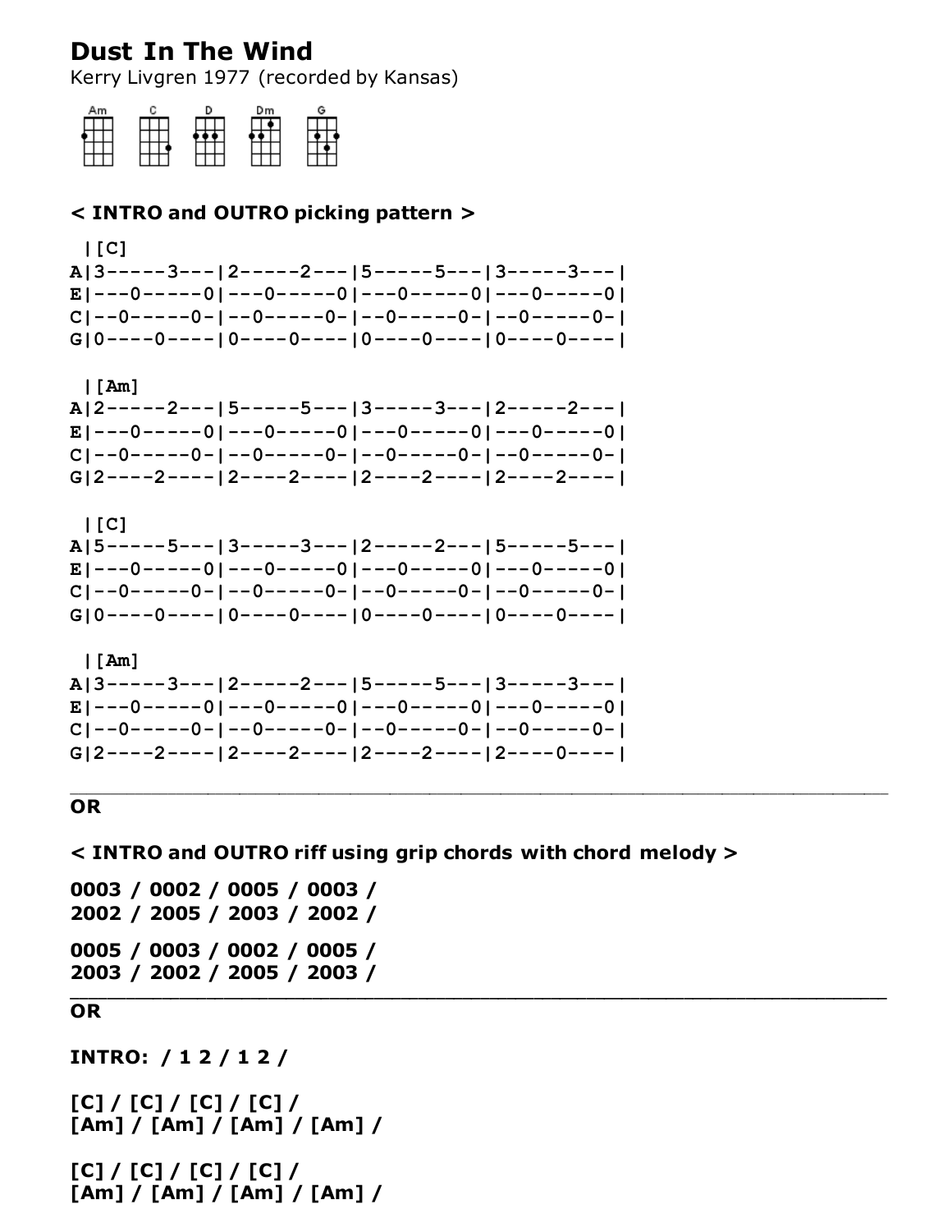# Dust In The Wind

Kerry Livgren 1977 (recorded by Kansas)

Am C D Dm G

**< INTRO and OUTRO picking pattern >**

```
 |[C]
A|3-----3---|2-----2---|5-----5---|3-----3---|
E|---0-----0|---0-----0|---0-----0|---0-----0|
C|--0-----0-|--0-----0-|--0-----0-|--0-----0-|
G|0----0----|0----0----|0----0----|0----0----|

 |[Am]
A|2-----2---|5-----5---|3-----3---|2-----2---|
E|---0-----0|---0-----0|---0-----0|---0-----0|
C|--0-----0-|--0-----0-|--0-----0-|--0-----0-|
G|2----2----|2----2----|2----2----|2----2----|

 |[C]
A|5-----5---|3-----3---|2-----2---|5-----5---|
E|---0-----0|---0-----0|---0-----0|---0-----0|
C|--0-----0-|--0-----0-|--0-----0-|--0-----0-|
G|0----0----|0----0----|0----0----|0----0----|

 |[Am]
A|3-----3---|2-----2---|5-----5---|3-----3---|
E|---0-----0|---0-----0|---0-----0|---0-----0|
C|--0-----0-|--0-----0-|--0-----0-|--0-----0-|
G|2----2----|2----2----|2----2----|2----0----|
```

---

**OR**

**< INTRO and OUTRO riff using grip chords with chord melody >**

**0003 / 0002 / 0005 / 0003 /**
**2002 / 2005 / 2003 / 2002 /**

**0005 / 0003 / 0002 / 0005 /**
**2003 / 2002 / 2005 / 2003 /**

---

**OR**

**INTRO: / 1 2 / 1 2 /**

**[C] / [C] / [C] / [C] /**
**[Am] / [Am] / [Am] / [Am] /**

**[C] / [C] / [C] / [C] /**
**[Am] / [Am] / [Am] / [Am] /**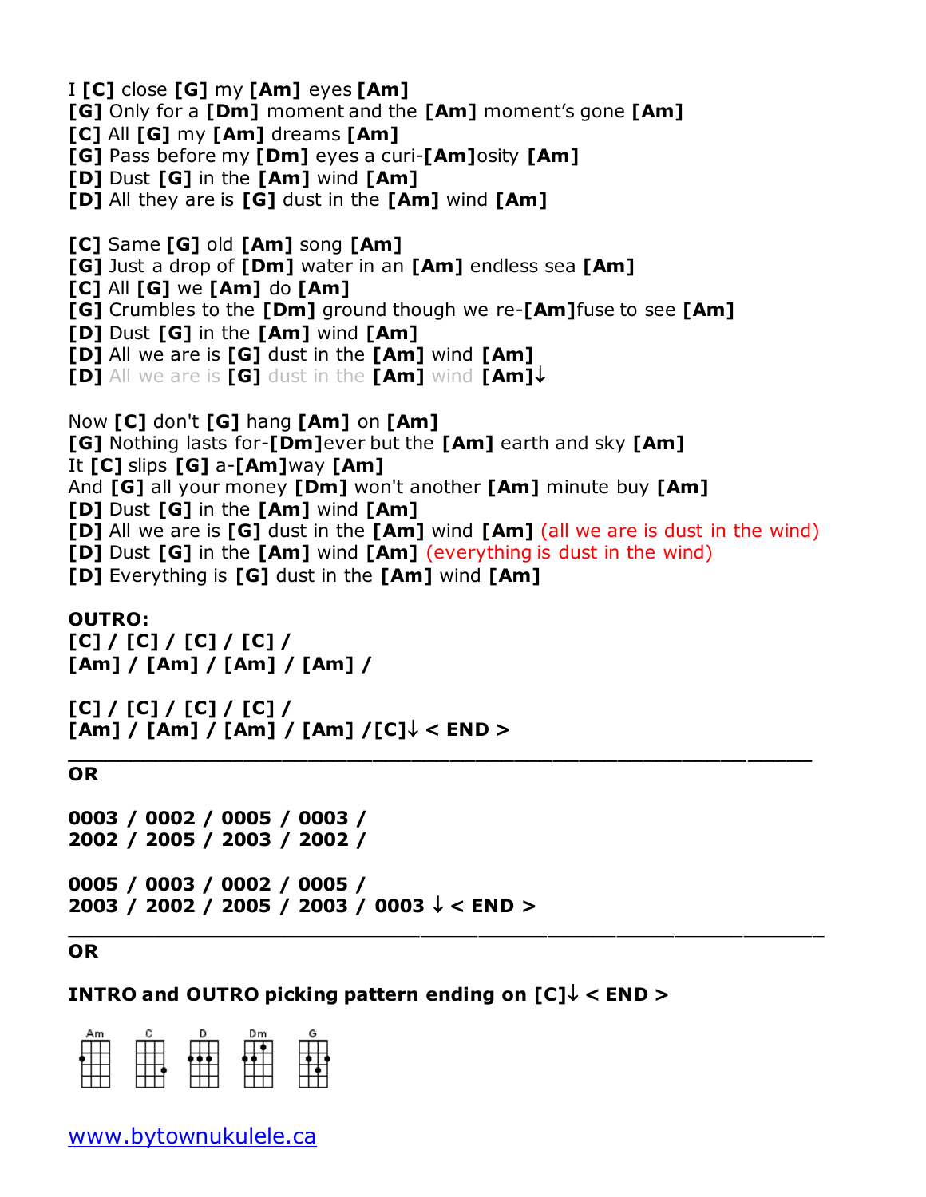I **[C]** close **[G]** my **[Am]** eyes **[Am]**
**[G]** Only for a **[Dm]** moment and the **[Am]** moment's gone **[Am]**
**[C]** All **[G]** my **[Am]** dreams **[Am]**
**[G]** Pass before my **[Dm]** eyes a curi-**[Am]**osity **[Am]**
**[D]** Dust **[G]** in the **[Am]** wind **[Am]**
**[D]** All they are is **[G]** dust in the **[Am]** wind **[Am]**

**[C]** Same **[G]** old **[Am]** song **[Am]**
**[G]** Just a drop of **[Dm]** water in an **[Am]** endless sea **[Am]**
**[C]** All **[G]** we **[Am]** do **[Am]**
**[G]** Crumbles to the **[Dm]** ground though we re-**[Am]**fuse to see **[Am]**
**[D]** Dust **[G]** in the **[Am]** wind **[Am]**
**[D]** All we are is **[G]** dust in the **[Am]** wind **[Am]**
**[D]** All we are is **[G]** dust in the **[Am]** wind **[Am]**↓

Now **[C]** don't **[G]** hang **[Am]** on **[Am]**
**[G]** Nothing lasts for-**[Dm]**ever but the **[Am]** earth and sky **[Am]**
It **[C]** slips **[G]** a-**[Am]**way **[Am]**
And **[G]** all your money **[Dm]** won't another **[Am]** minute buy **[Am]**
**[D]** Dust **[G]** in the **[Am]** wind **[Am]**
**[D]** All we are is **[G]** dust in the **[Am]** wind **[Am]** (all we are is dust in the wind)
**[D]** Dust **[G]** in the **[Am]** wind **[Am]** (everything is dust in the wind)
**[D]** Everything is **[G]** dust in the **[Am]** wind **[Am]**

**OUTRO:**
**[C] / [C] / [C] / [C] /**
**[Am] / [Am] / [Am] / [Am] /**

**[C] / [C] / [C] / [C] /**
**[Am] / [Am] / [Am] / [Am] /[C]↓ < END >**

---

**OR**

**0003 / 0002 / 0005 / 0003 /**
**2002 / 2005 / 2003 / 2002 /**

**0005 / 0003 / 0002 / 0005 /**
**2003 / 2002 / 2005 / 2003 / 0003 ↓ < END >**

---

**OR**

**INTRO and OUTRO picking pattern ending on [C]↓ < END >**

Am C D Dm G

www.bytownukulele.ca